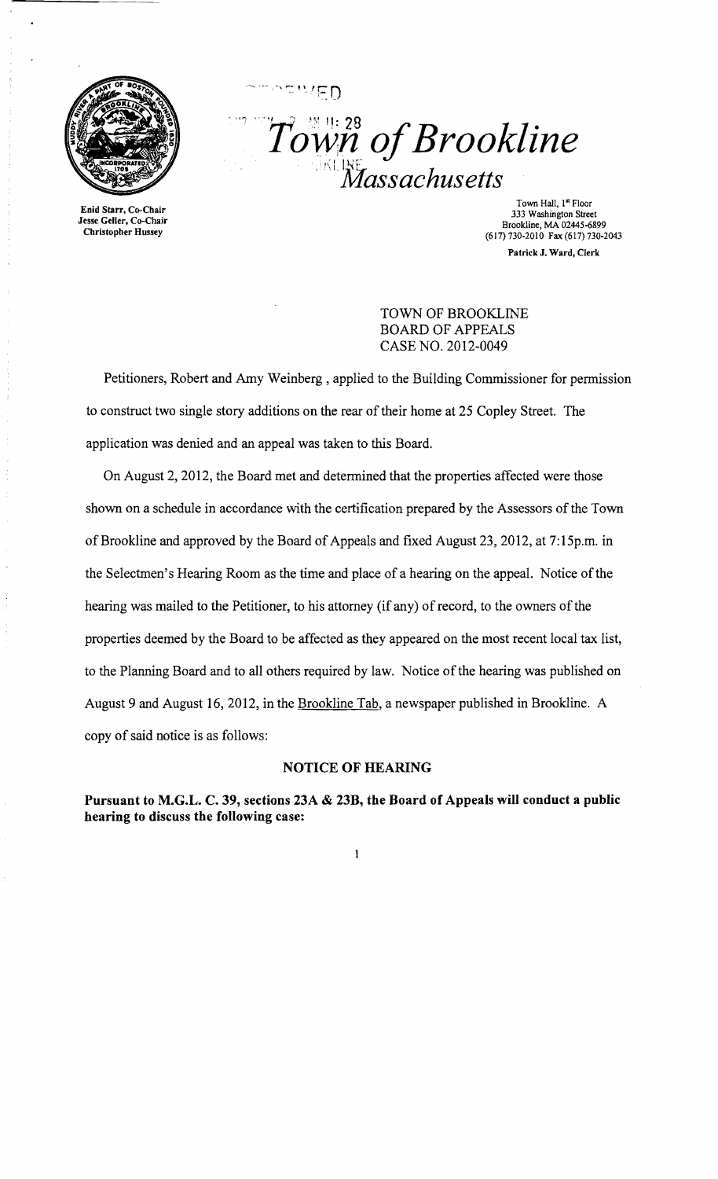Enid Starr, Co-Chair
Jesse Geller, Co-Chair
Christopher Hussey

# Town of Brookline
## Massachusetts

Town Hall, 1st Floor
333 Washington Street
Brookline, MA 02445-6899
(617) 730-2010 Fax (617) 730-2043

Patrick J. Ward, Clerk

TOWN OF BROOKLINE
BOARD OF APPEALS
CASE NO. 2012-0049

Petitioners, Robert and Amy Weinberg , applied to the Building Commissioner for permission to construct two single story additions on the rear of their home at 25 Copley Street. The application was denied and an appeal was taken to this Board.

On August 2, 2012, the Board met and determined that the properties affected were those shown on a schedule in accordance with the certification prepared by the Assessors of the Town of Brookline and approved by the Board of Appeals and fixed August 23, 2012, at 7:15p.m. in the Selectmen's Hearing Room as the time and place of a hearing on the appeal. Notice of the hearing was mailed to the Petitioner, to his attorney (if any) of record, to the owners of the properties deemed by the Board to be affected as they appeared on the most recent local tax list, to the Planning Board and to all others required by law. Notice of the hearing was published on August 9 and August 16, 2012, in the Brookline Tab, a newspaper published in Brookline. A copy of said notice is as follows:

### NOTICE OF HEARING

**Pursuant to M.G.L. C. 39, sections 23A & 23B, the Board of Appeals will conduct a public hearing to discuss the following case:**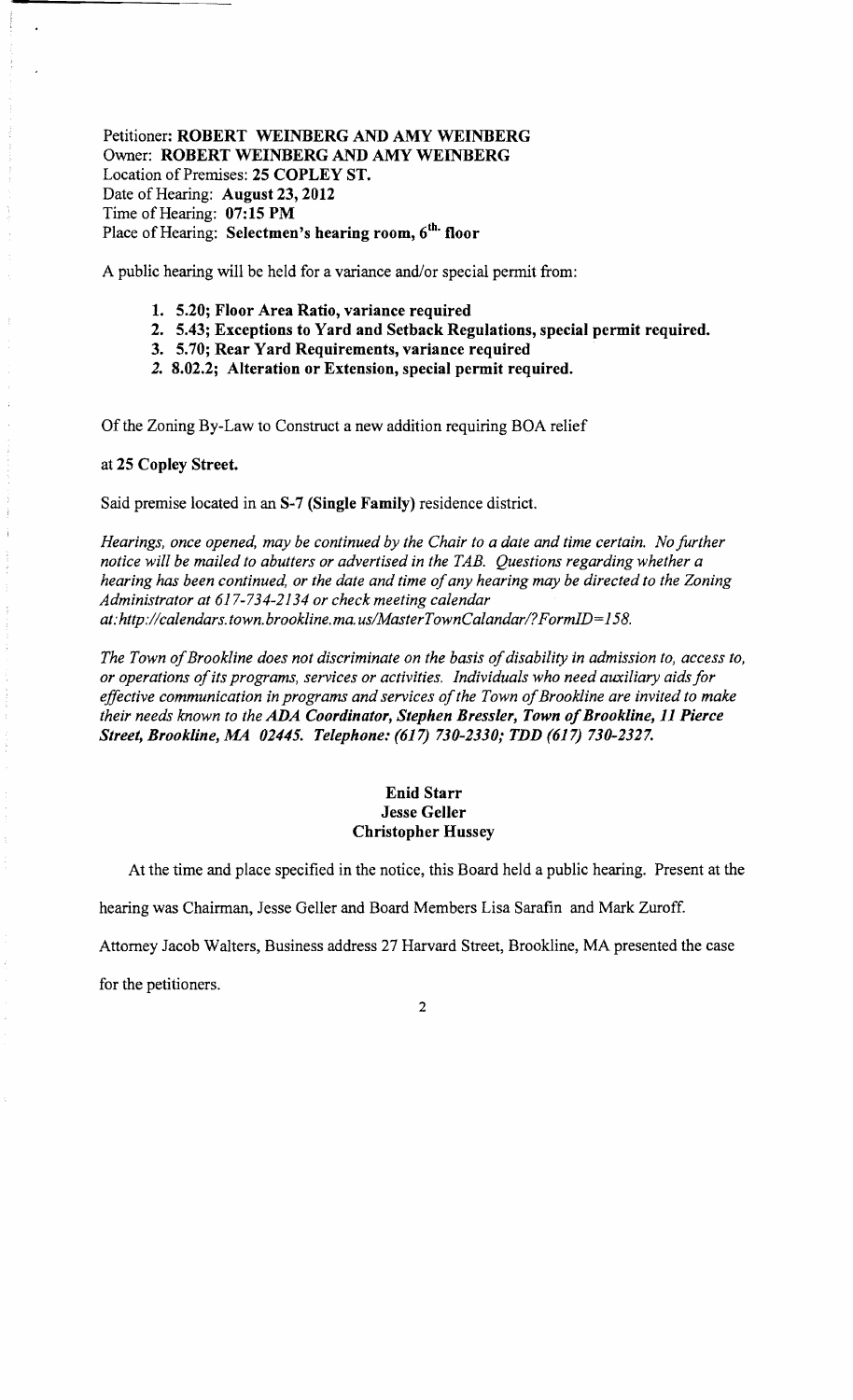Petitioner: **ROBERT WEINBERG AND AMY WEINBERG**
Owner: **ROBERT WEINBERG AND AMY WEINBERG**
Location of Premises: **25 COPLEY ST.**
Date of Hearing: **August 23, 2012**
Time of Hearing: **07:15 PM**
Place of Hearing: **Selectmen's hearing room, 6th. floor**

A public hearing will be held for a variance and/or special permit from:

1. **5.20; Floor Area Ratio, variance required**
2. **5.43; Exceptions to Yard and Setback Regulations, special permit required.**
3. **5.70; Rear Yard Requirements, variance required**
2. **8.02.2; Alteration or Extension, special permit required.**

Of the Zoning By-Law to Construct a new addition requiring BOA relief

**at 25 Copley Street.**

Said premise located in an **S-7 (Single Family)** residence district.

*Hearings, once opened, may be continued by the Chair to a date and time certain. No further notice will be mailed to abutters or advertised in the TAB. Questions regarding whether a hearing has been continued, or the date and time of any hearing may be directed to the Zoning Administrator at 617-734-2134 or check meeting calendar at:http://calendars.town.brookline.ma.us/MasterTownCalandar/?FormID=158.*

*The Town of Brookline does not discriminate on the basis of disability in admission to, access to, or operations of its programs, services or activities. Individuals who need auxiliary aids for effective communication in programs and services of the Town of Brookline are invited to make their needs known to the* ***ADA Coordinator, Stephen Bressler, Town of Brookline, 11 Pierce Street, Brookline, MA 02445. Telephone: (617) 730-2330; TDD (617) 730-2327.***

**Enid Starr**
**Jesse Geller**
**Christopher Hussey**

At the time and place specified in the notice, this Board held a public hearing. Present at the hearing was Chairman, Jesse Geller and Board Members Lisa Sarafin and Mark Zuroff. Attorney Jacob Walters, Business address 27 Harvard Street, Brookline, MA presented the case for the petitioners.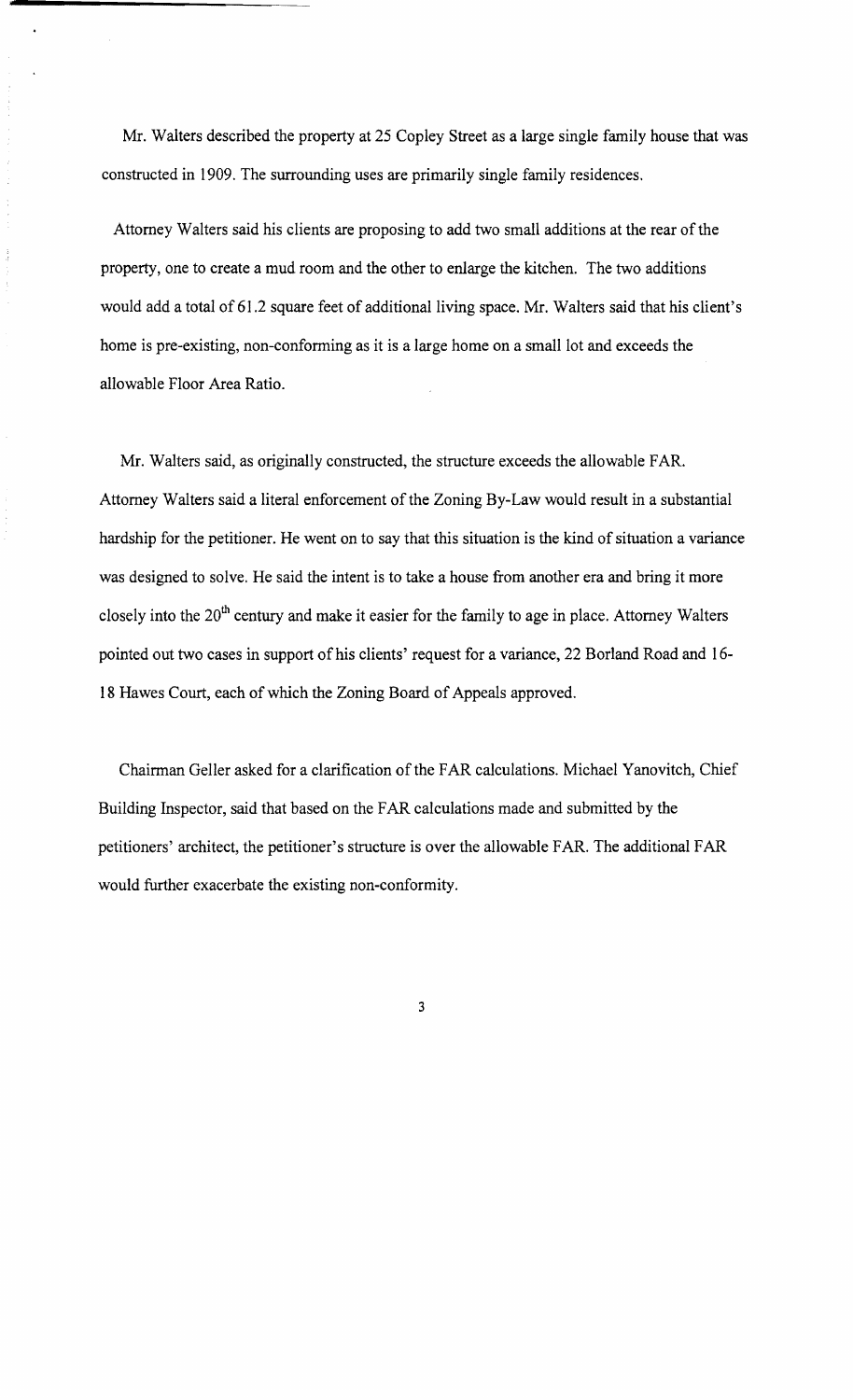Mr. Walters described the property at 25 Copley Street as a large single family house that was constructed in 1909. The surrounding uses are primarily single family residences.

Attorney Walters said his clients are proposing to add two small additions at the rear of the property, one to create a mud room and the other to enlarge the kitchen. The two additions would add a total of 61.2 square feet of additional living space. Mr. Walters said that his client's home is pre-existing, non-conforming as it is a large home on a small lot and exceeds the allowable Floor Area Ratio.

Mr. Walters said, as originally constructed, the structure exceeds the allowable FAR. Attorney Walters said a literal enforcement of the Zoning By-Law would result in a substantial hardship for the petitioner. He went on to say that this situation is the kind of situation a variance was designed to solve. He said the intent is to take a house from another era and bring it more closely into the 20th century and make it easier for the family to age in place. Attorney Walters pointed out two cases in support of his clients' request for a variance, 22 Borland Road and 16-18 Hawes Court, each of which the Zoning Board of Appeals approved.

Chairman Geller asked for a clarification of the FAR calculations. Michael Yanovitch, Chief Building Inspector, said that based on the FAR calculations made and submitted by the petitioners' architect, the petitioner's structure is over the allowable FAR. The additional FAR would further exacerbate the existing non-conformity.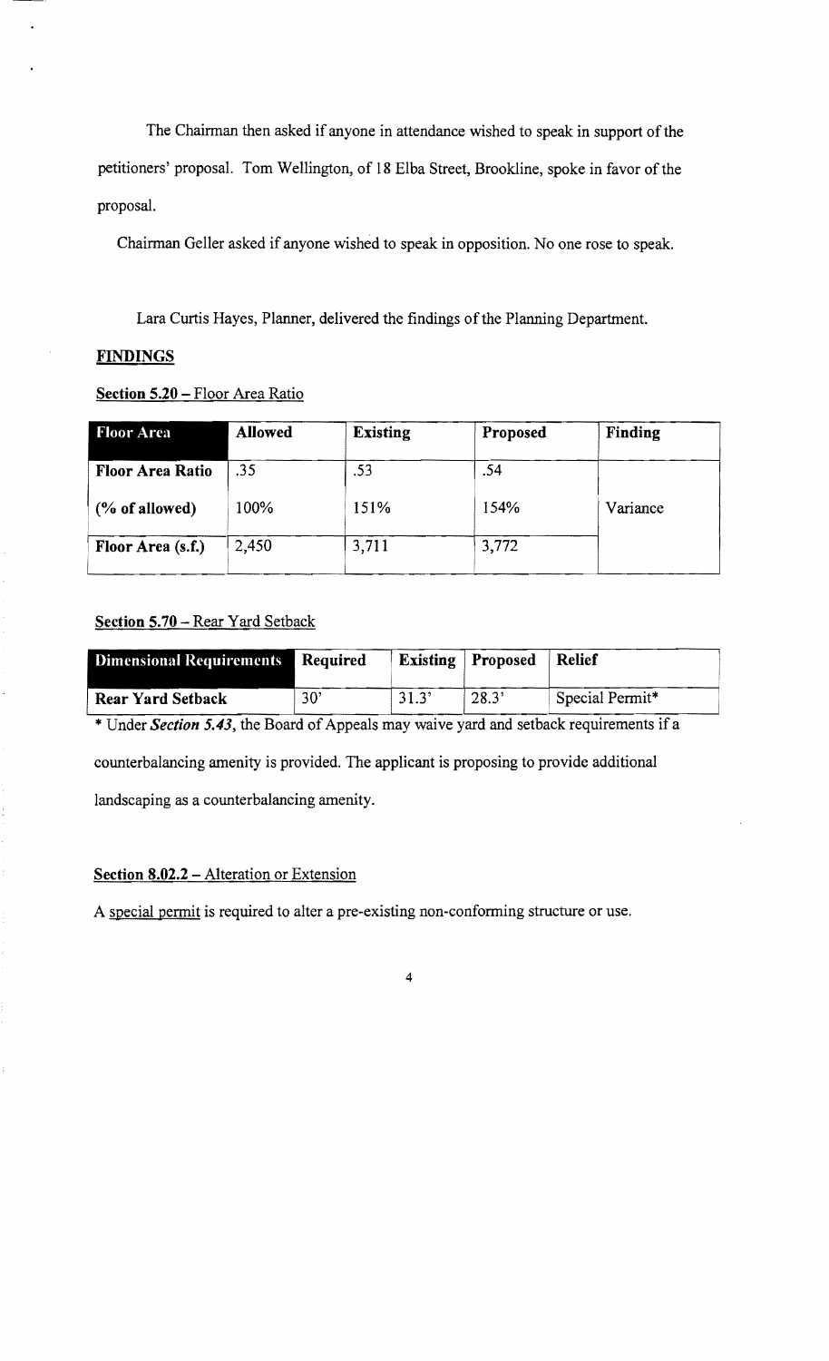The Chairman then asked if anyone in attendance wished to speak in support of the petitioners' proposal. Tom Wellington, of 18 Elba Street, Brookline, spoke in favor of the proposal.

Chairman Geller asked if anyone wished to speak in opposition. No one rose to speak.

Lara Curtis Hayes, Planner, delivered the findings of the Planning Department.

**FINDINGS**

**Section 5.20** – Floor Area Ratio

| Floor Area | Allowed | Existing | Proposed | Finding |
|---|---|---|---|---|
| **Floor Area Ratio** | .35 | .53 | .54 | |
| **(% of allowed)** | 100% | 151% | 154% | Variance |
| **Floor Area (s.f.)** | 2,450 | 3,711 | 3,772 | |

**Section 5.70** – Rear Yard Setback

| Dimensional Requirements | Required | Existing | Proposed | Relief |
|---|---|---|---|---|
| **Rear Yard Setback** | 30' | 31.3' | 28.3' | Special Permit* |

* Under ***Section 5.43***, the Board of Appeals may waive yard and setback requirements if a counterbalancing amenity is provided. The applicant is proposing to provide additional landscaping as a counterbalancing amenity.

**Section 8.02.2** – Alteration or Extension

A special permit is required to alter a pre-existing non-conforming structure or use.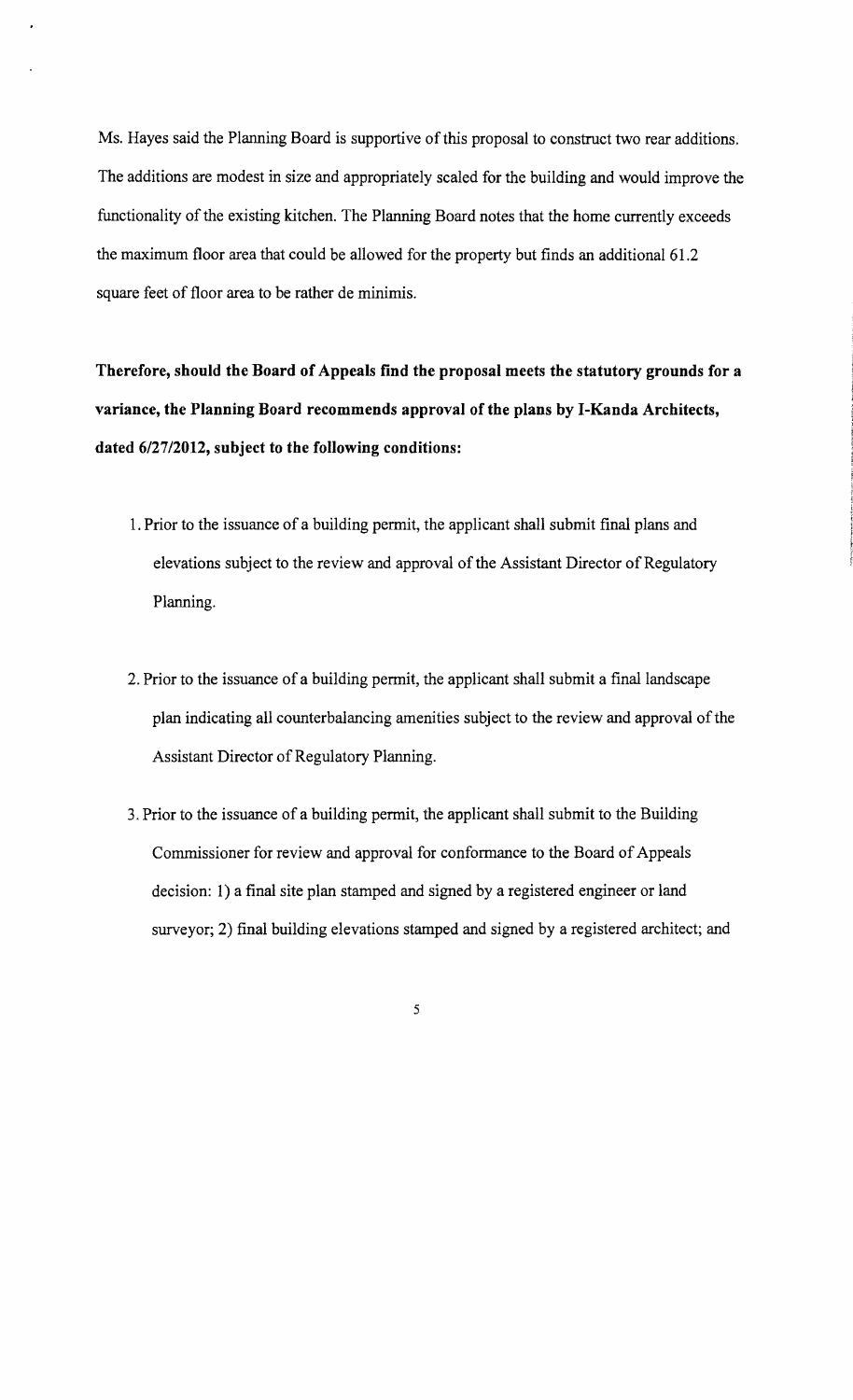Ms. Hayes said the Planning Board is supportive of this proposal to construct two rear additions. The additions are modest in size and appropriately scaled for the building and would improve the functionality of the existing kitchen. The Planning Board notes that the home currently exceeds the maximum floor area that could be allowed for the property but finds an additional 61.2 square feet of floor area to be rather de minimis.

**Therefore, should the Board of Appeals find the proposal meets the statutory grounds for a variance, the Planning Board recommends approval of the plans by I-Kanda Architects, dated 6/27/2012, subject to the following conditions:**

1. Prior to the issuance of a building permit, the applicant shall submit final plans and elevations subject to the review and approval of the Assistant Director of Regulatory Planning.

2. Prior to the issuance of a building permit, the applicant shall submit a final landscape plan indicating all counterbalancing amenities subject to the review and approval of the Assistant Director of Regulatory Planning.

3. Prior to the issuance of a building permit, the applicant shall submit to the Building Commissioner for review and approval for conformance to the Board of Appeals decision: 1) a final site plan stamped and signed by a registered engineer or land surveyor; 2) final building elevations stamped and signed by a registered architect; and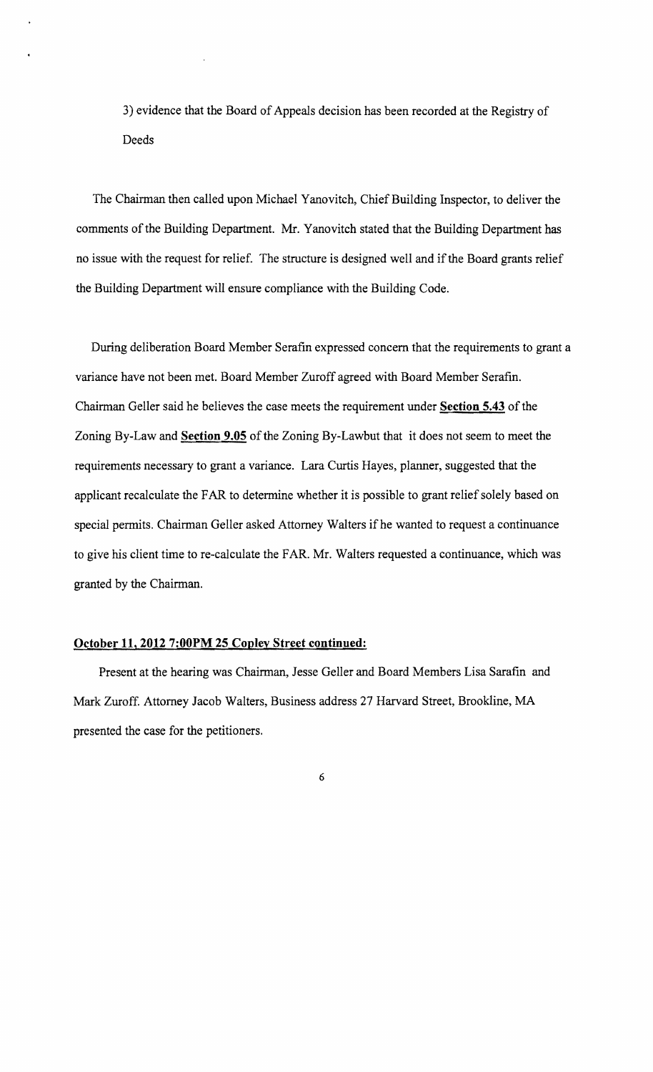3) evidence that the Board of Appeals decision has been recorded at the Registry of Deeds

The Chairman then called upon Michael Yanovitch, Chief Building Inspector, to deliver the comments of the Building Department. Mr. Yanovitch stated that the Building Department has no issue with the request for relief. The structure is designed well and if the Board grants relief the Building Department will ensure compliance with the Building Code.

During deliberation Board Member Serafin expressed concern that the requirements to grant a variance have not been met. Board Member Zuroff agreed with Board Member Serafin. Chairman Geller said he believes the case meets the requirement under **Section 5.43** of the Zoning By-Law and **Section 9.05** of the Zoning By-Lawbut that it does not seem to meet the requirements necessary to grant a variance. Lara Curtis Hayes, planner, suggested that the applicant recalculate the FAR to determine whether it is possible to grant relief solely based on special permits. Chairman Geller asked Attorney Walters if he wanted to request a continuance to give his client time to re-calculate the FAR. Mr. Walters requested a continuance, which was granted by the Chairman.

**October 11, 2012 7:00PM 25 Copley Street continued:**

Present at the hearing was Chairman, Jesse Geller and Board Members Lisa Sarafin and Mark Zuroff. Attorney Jacob Walters, Business address 27 Harvard Street, Brookline, MA presented the case for the petitioners.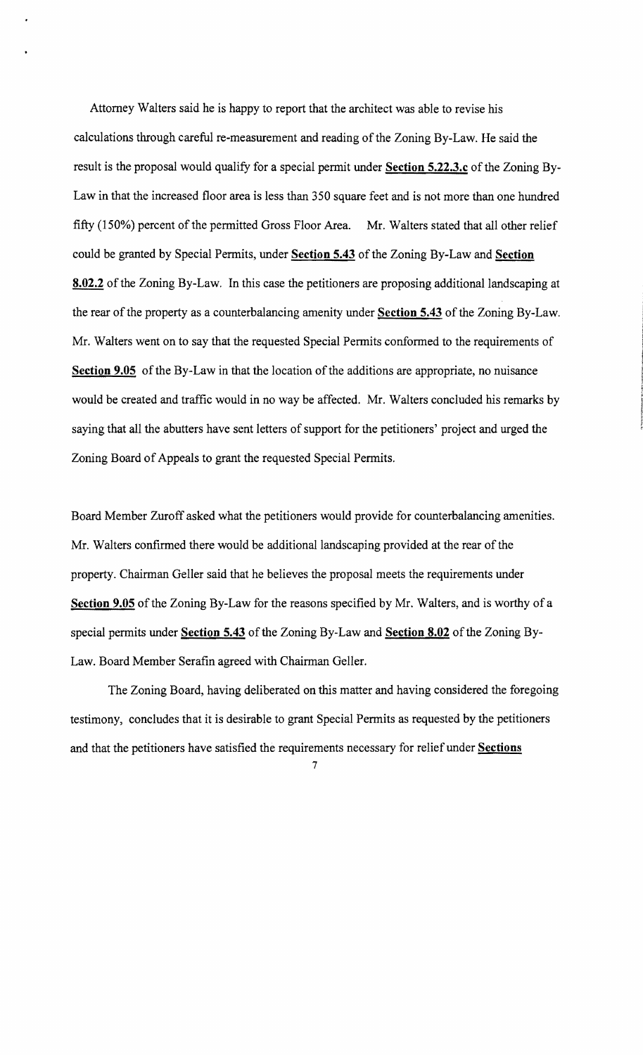Attorney Walters said he is happy to report that the architect was able to revise his calculations through careful re-measurement and reading of the Zoning By-Law. He said the result is the proposal would qualify for a special permit under **Section 5.22.3.c** of the Zoning By-Law in that the increased floor area is less than 350 square feet and is not more than one hundred fifty (150%) percent of the permitted Gross Floor Area. Mr. Walters stated that all other relief could be granted by Special Permits, under **Section 5.43** of the Zoning By-Law and **Section 8.02.2** of the Zoning By-Law. In this case the petitioners are proposing additional landscaping at the rear of the property as a counterbalancing amenity under **Section 5.43** of the Zoning By-Law. Mr. Walters went on to say that the requested Special Permits conformed to the requirements of **Section 9.05** of the By-Law in that the location of the additions are appropriate, no nuisance would be created and traffic would in no way be affected. Mr. Walters concluded his remarks by saying that all the abutters have sent letters of support for the petitioners' project and urged the Zoning Board of Appeals to grant the requested Special Permits.

Board Member Zuroff asked what the petitioners would provide for counterbalancing amenities. Mr. Walters confirmed there would be additional landscaping provided at the rear of the property. Chairman Geller said that he believes the proposal meets the requirements under **Section 9.05** of the Zoning By-Law for the reasons specified by Mr. Walters, and is worthy of a special permits under **Section 5.43** of the Zoning By-Law and **Section 8.02** of the Zoning By-Law. Board Member Serafin agreed with Chairman Geller.

The Zoning Board, having deliberated on this matter and having considered the foregoing testimony, concludes that it is desirable to grant Special Permits as requested by the petitioners and that the petitioners have satisfied the requirements necessary for relief under **Sections**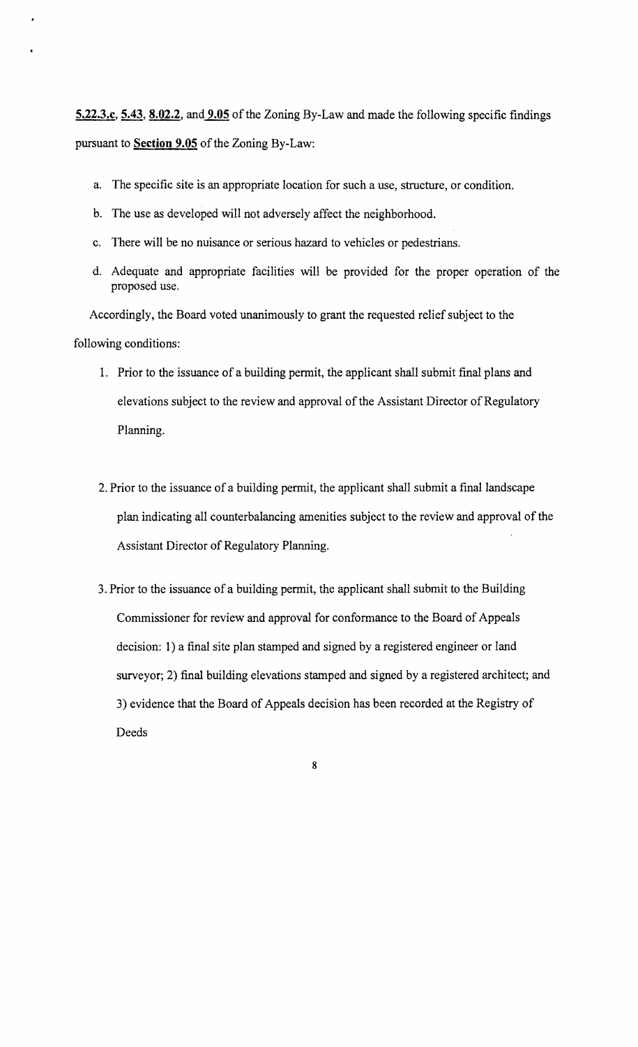**5.22.3.c**, **5.43**, **8.02.2**, and **9.05** of the Zoning By-Law and made the following specific findings pursuant to **Section 9.05** of the Zoning By-Law:

a. The specific site is an appropriate location for such a use, structure, or condition.

b. The use as developed will not adversely affect the neighborhood.

c. There will be no nuisance or serious hazard to vehicles or pedestrians.

d. Adequate and appropriate facilities will be provided for the proper operation of the proposed use.

Accordingly, the Board voted unanimously to grant the requested relief subject to the following conditions:

1. Prior to the issuance of a building permit, the applicant shall submit final plans and elevations subject to the review and approval of the Assistant Director of Regulatory Planning.

2. Prior to the issuance of a building permit, the applicant shall submit a final landscape plan indicating all counterbalancing amenities subject to the review and approval of the Assistant Director of Regulatory Planning.

3. Prior to the issuance of a building permit, the applicant shall submit to the Building Commissioner for review and approval for conformance to the Board of Appeals decision: 1) a final site plan stamped and signed by a registered engineer or land surveyor; 2) final building elevations stamped and signed by a registered architect; and 3) evidence that the Board of Appeals decision has been recorded at the Registry of Deeds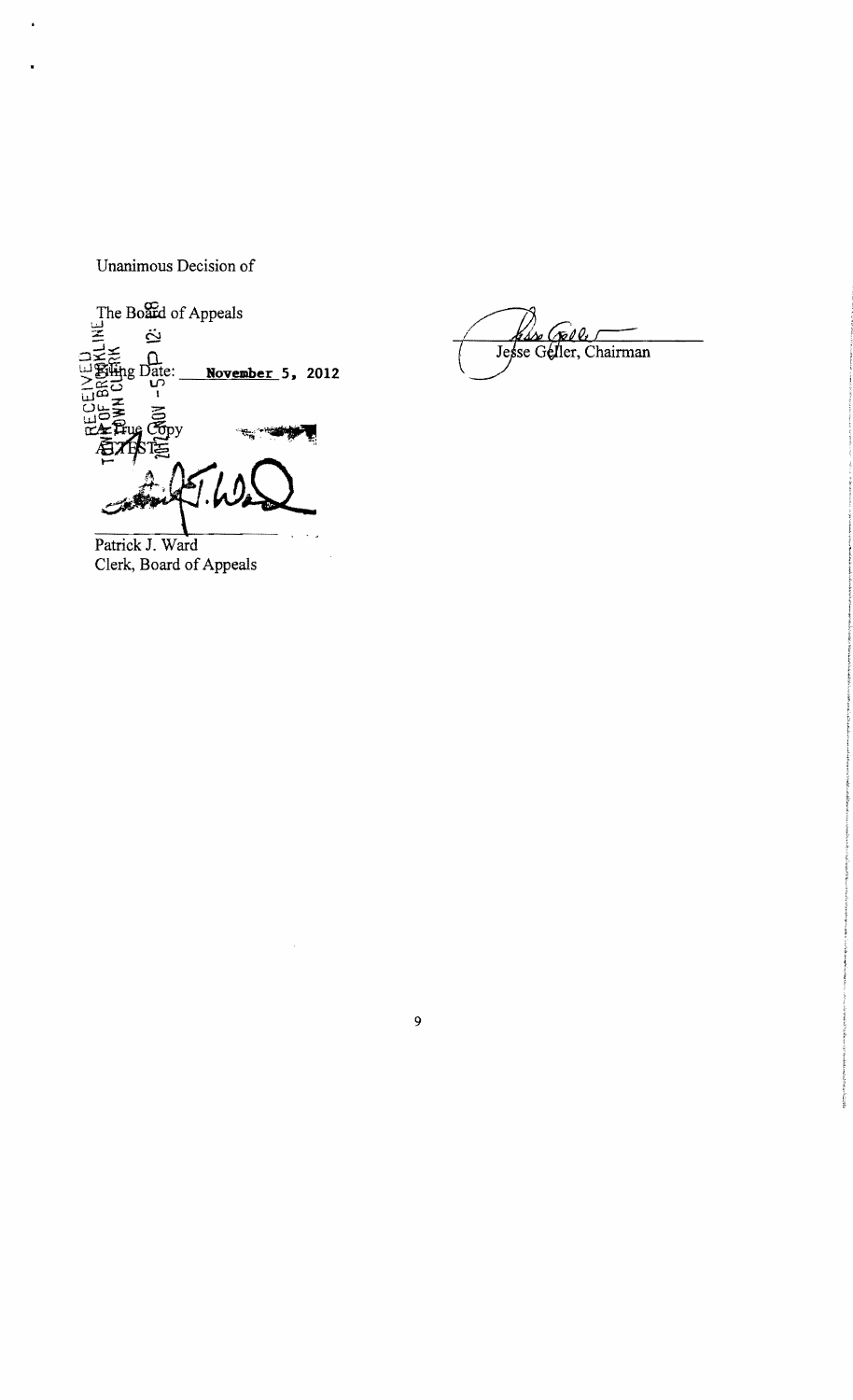Unanimous Decision of

The Board of Appeals

Jesse Geller, Chairman

Filing Date: **November 5, 2012**

A True Copy
ATTEST:

Patrick J. Ward
Clerk, Board of Appeals

RECEIVED
TOWN OF BROOKLINE
TOWN CLERK
2012 NOV -5 P 12: